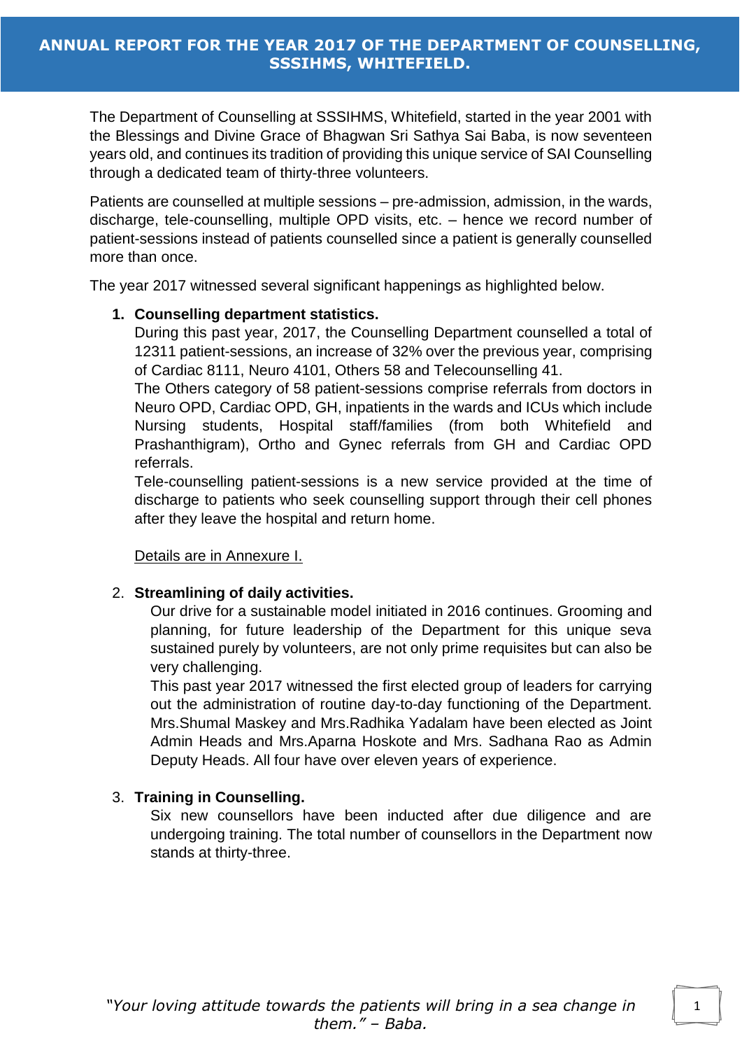# ANNUAL REPORT FOR THE YEAR 2017 OF THE DEPARTMENT OF COUNSELLING, SSSIHMS, WHITEFIELD.

The Department of Counselling at SSSIHMS, Whitefield, started in the year 2001 with the Blessings and Divine Grace of Bhagwan Sri Sathya Sai Baba, is now seventeen years old, and continues its tradition of providing this unique service of SAI Counselling through a dedicated team of thirty-three volunteers.

Patients are counselled at multiple sessions – pre-admission, admission, in the wards, discharge, tele-counselling, multiple OPD visits, etc. – hence we record number of patient-sessions instead of patients counselled since a patient is generally counselled more than once.

The year 2017 witnessed several significant happenings as highlighted below.

1. **Counselling department statistics.**
   During this past year, 2017, the Counselling Department counselled a total of 12311 patient-sessions, an increase of 32% over the previous year, comprising of Cardiac 8111, Neuro 4101, Others 58 and Telecounselling 41.
   The Others category of 58 patient-sessions comprise referrals from doctors in Neuro OPD, Cardiac OPD, GH, inpatients in the wards and ICUs which include Nursing students, Hospital staff/families (from both Whitefield and Prashanthigram), Ortho and Gynec referrals from GH and Cardiac OPD referrals.
   Tele-counselling patient-sessions is a new service provided at the time of discharge to patients who seek counselling support through their cell phones after they leave the hospital and return home.

   Details are in Annexure I.

2. **Streamlining of daily activities.**
   Our drive for a sustainable model initiated in 2016 continues. Grooming and planning, for future leadership of the Department for this unique seva sustained purely by volunteers, are not only prime requisites but can also be very challenging.
   This past year 2017 witnessed the first elected group of leaders for carrying out the administration of routine day-to-day functioning of the Department. Mrs.Shumal Maskey and Mrs.Radhika Yadalam have been elected as Joint Admin Heads and Mrs.Aparna Hoskote and Mrs. Sadhana Rao as Admin Deputy Heads. All four have over eleven years of experience.

3. **Training in Counselling.**
   Six new counsellors have been inducted after due diligence and are undergoing training. The total number of counsellors in the Department now stands at thirty-three.

*"Your loving attitude towards the patients will bring in a sea change in them." – Baba.*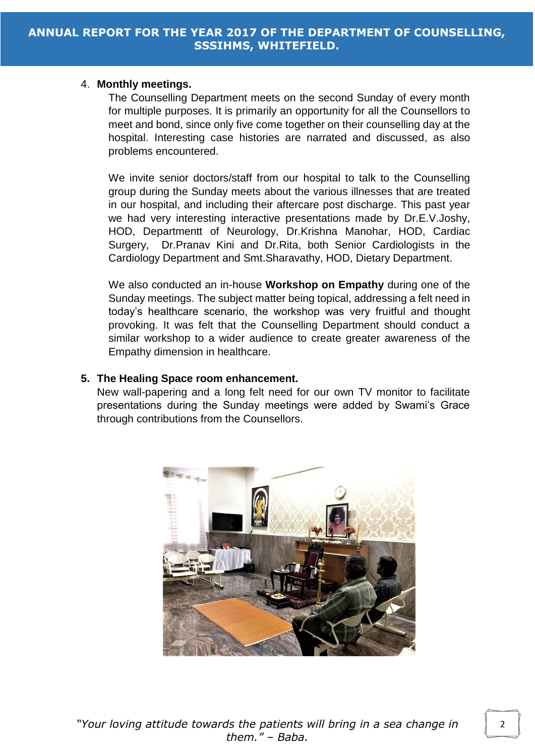4. **Monthly meetings.**

   The Counselling Department meets on the second Sunday of every month for multiple purposes. It is primarily an opportunity for all the Counsellors to meet and bond, since only five come together on their counselling day at the hospital. Interesting case histories are narrated and discussed, as also problems encountered.

   We invite senior doctors/staff from our hospital to talk to the Counselling group during the Sunday meets about the various illnesses that are treated in our hospital, and including their aftercare post discharge. This past year we had very interesting interactive presentations made by Dr.E.V.Joshy, HOD, Departmentt of Neurology, Dr.Krishna Manohar, HOD, Cardiac Surgery, Dr.Pranav Kini and Dr.Rita, both Senior Cardiologists in the Cardiology Department and Smt.Sharavathy, HOD, Dietary Department.

   We also conducted an in-house **Workshop on Empathy** during one of the Sunday meetings. The subject matter being topical, addressing a felt need in today's healthcare scenario, the workshop was very fruitful and thought provoking. It was felt that the Counselling Department should conduct a similar workshop to a wider audience to create greater awareness of the Empathy dimension in healthcare.

5. **The Healing Space room enhancement.**

   New wall-papering and a long felt need for our own TV monitor to facilitate presentations during the Sunday meetings were added by Swami's Grace through contributions from the Counsellors.

*"Your loving attitude towards the patients will bring in a sea change in them." – Baba.*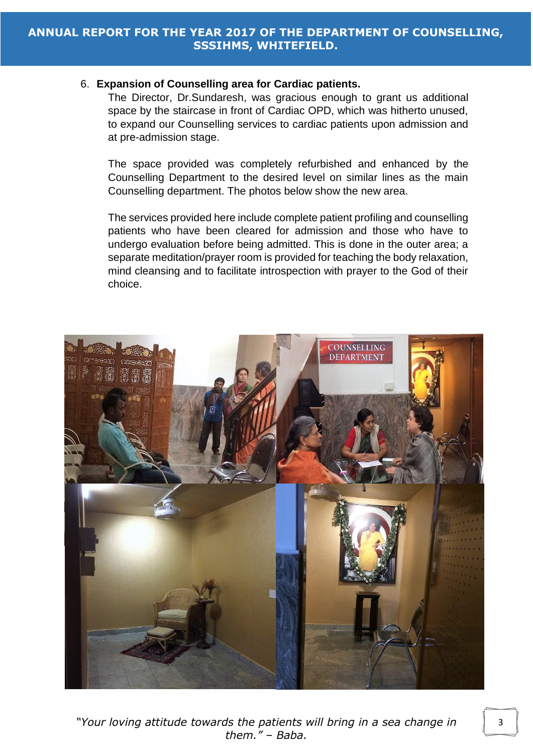6. **Expansion of Counselling area for Cardiac patients.**

   The Director, Dr.Sundaresh, was gracious enough to grant us additional space by the staircase in front of Cardiac OPD, which was hitherto unused, to expand our Counselling services to cardiac patients upon admission and at pre-admission stage.

   The space provided was completely refurbished and enhanced by the Counselling Department to the desired level on similar lines as the main Counselling department. The photos below show the new area.

   The services provided here include complete patient profiling and counselling patients who have been cleared for admission and those who have to undergo evaluation before being admitted. This is done in the outer area; a separate meditation/prayer room is provided for teaching the body relaxation, mind cleansing and to facilitate introspection with prayer to the God of their choice.

*"Your loving attitude towards the patients will bring in a sea change in them." – Baba.*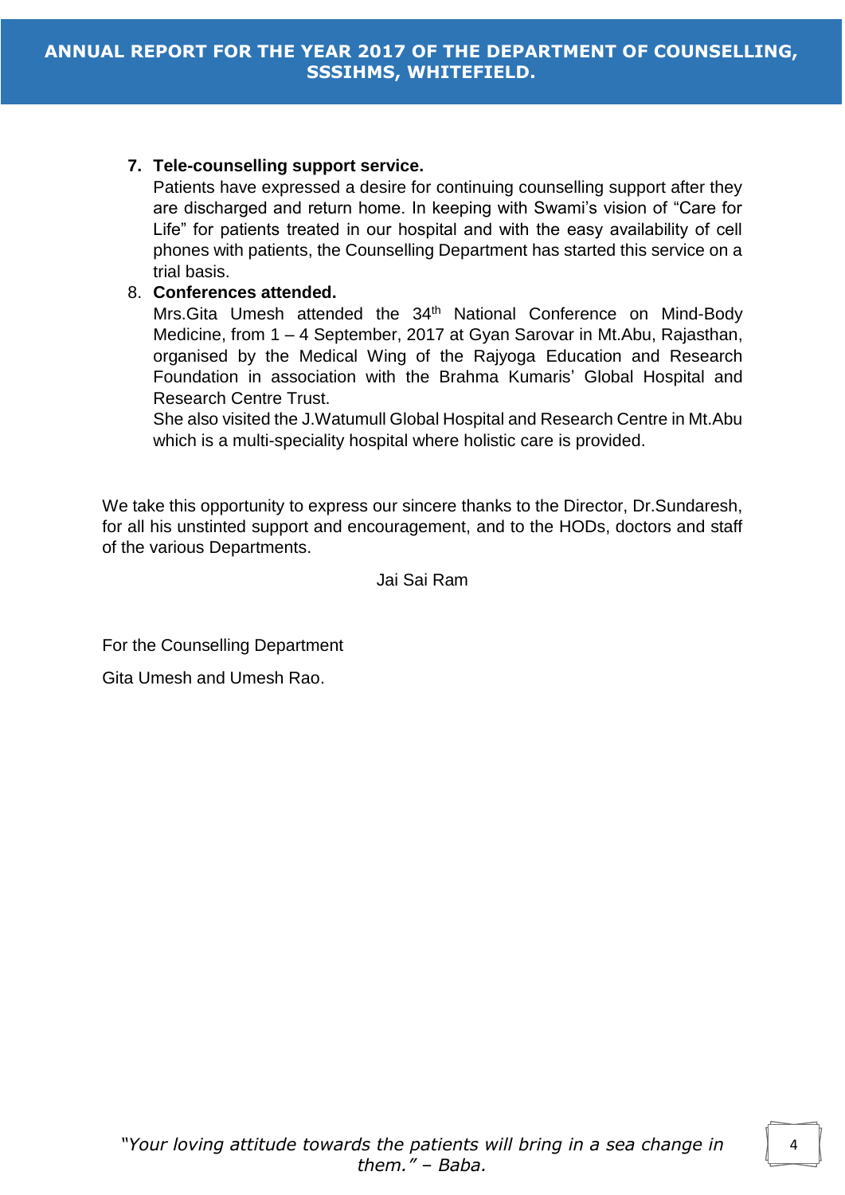7. **Tele-counselling support service.**
   Patients have expressed a desire for continuing counselling support after they are discharged and return home. In keeping with Swami's vision of "Care for Life" for patients treated in our hospital and with the easy availability of cell phones with patients, the Counselling Department has started this service on a trial basis.
8. **Conferences attended.**
   Mrs.Gita Umesh attended the 34th National Conference on Mind-Body Medicine, from 1 – 4 September, 2017 at Gyan Sarovar in Mt.Abu, Rajasthan, organised by the Medical Wing of the Rajyoga Education and Research Foundation in association with the Brahma Kumaris' Global Hospital and Research Centre Trust.
   She also visited the J.Watumull Global Hospital and Research Centre in Mt.Abu which is a multi-speciality hospital where holistic care is provided.

We take this opportunity to express our sincere thanks to the Director, Dr.Sundaresh, for all his unstinted support and encouragement, and to the HODs, doctors and staff of the various Departments.

Jai Sai Ram

For the Counselling Department

Gita Umesh and Umesh Rao.